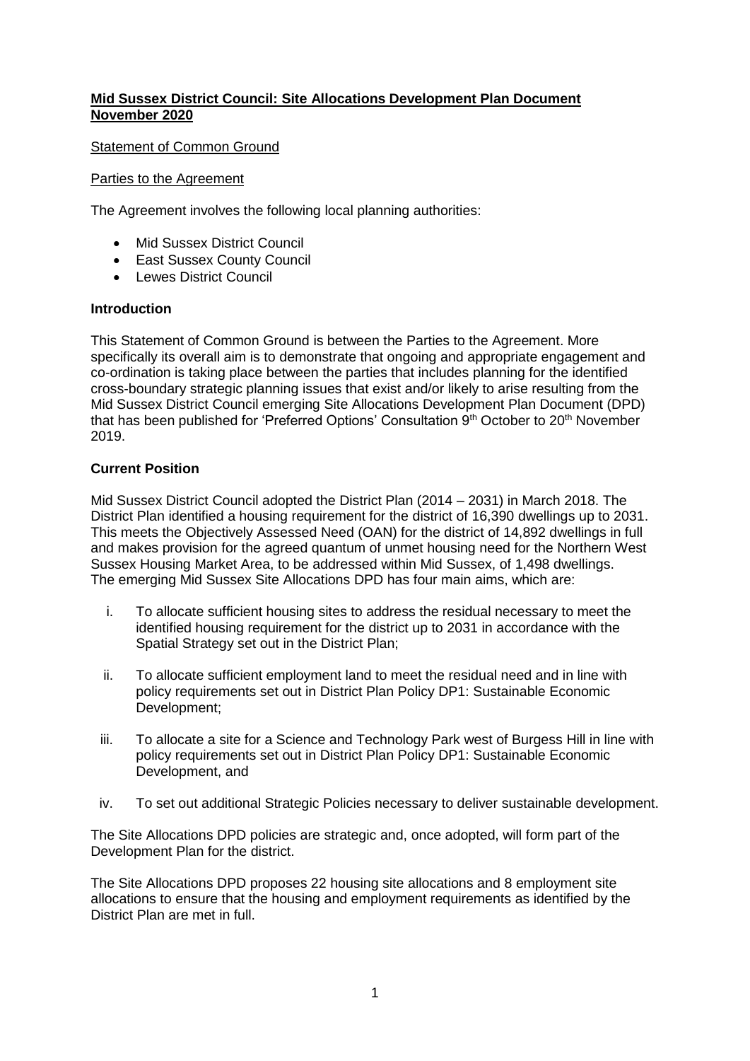**Mid Sussex District Council: Site Allocations Development Plan Document November 2020**

Statement of Common Ground

Parties to the Agreement

The Agreement involves the following local planning authorities:

- Mid Sussex District Council
- East Sussex County Council
- Lewes District Council

## Introduction

This Statement of Common Ground is between the Parties to the Agreement. More specifically its overall aim is to demonstrate that ongoing and appropriate engagement and co-ordination is taking place between the parties that includes planning for the identified cross-boundary strategic planning issues that exist and/or likely to arise resulting from the Mid Sussex District Council emerging Site Allocations Development Plan Document (DPD) that has been published for 'Preferred Options' Consultation 9th October to 20th November 2019.

## Current Position

Mid Sussex District Council adopted the District Plan (2014 – 2031) in March 2018. The District Plan identified a housing requirement for the district of 16,390 dwellings up to 2031. This meets the Objectively Assessed Need (OAN) for the district of 14,892 dwellings in full and makes provision for the agreed quantum of unmet housing need for the Northern West Sussex Housing Market Area, to be addressed within Mid Sussex, of 1,498 dwellings. The emerging Mid Sussex Site Allocations DPD has four main aims, which are:

i. To allocate sufficient housing sites to address the residual necessary to meet the identified housing requirement for the district up to 2031 in accordance with the Spatial Strategy set out in the District Plan;

ii. To allocate sufficient employment land to meet the residual need and in line with policy requirements set out in District Plan Policy DP1: Sustainable Economic Development;

iii. To allocate a site for a Science and Technology Park west of Burgess Hill in line with policy requirements set out in District Plan Policy DP1: Sustainable Economic Development, and

iv. To set out additional Strategic Policies necessary to deliver sustainable development.

The Site Allocations DPD policies are strategic and, once adopted, will form part of the Development Plan for the district.

The Site Allocations DPD proposes 22 housing site allocations and 8 employment site allocations to ensure that the housing and employment requirements as identified by the District Plan are met in full.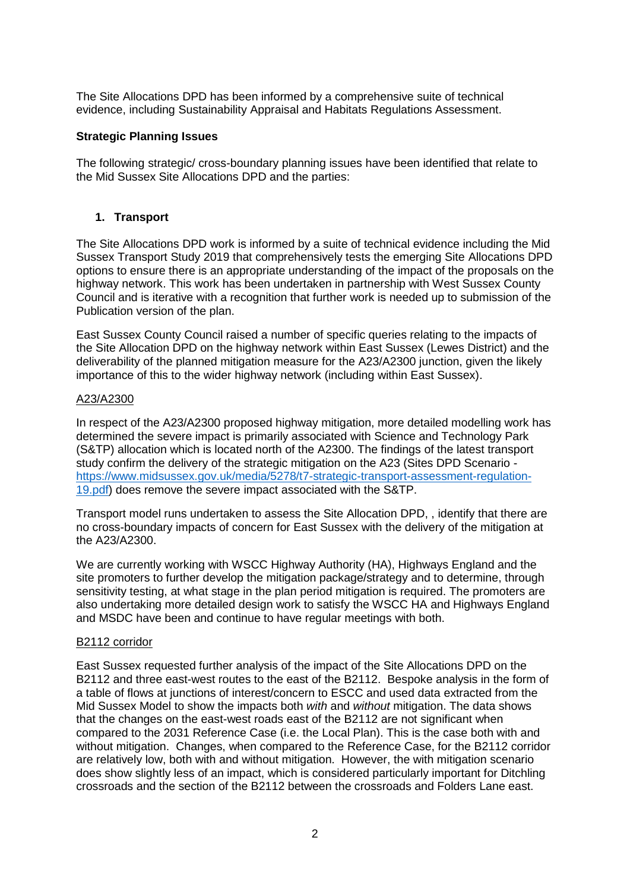The Site Allocations DPD has been informed by a comprehensive suite of technical evidence, including Sustainability Appraisal and Habitats Regulations Assessment.

**Strategic Planning Issues**

The following strategic/ cross-boundary planning issues have been identified that relate to the Mid Sussex Site Allocations DPD and the parties:

1. **Transport**

The Site Allocations DPD work is informed by a suite of technical evidence including the Mid Sussex Transport Study 2019 that comprehensively tests the emerging Site Allocations DPD options to ensure there is an appropriate understanding of the impact of the proposals on the highway network. This work has been undertaken in partnership with West Sussex County Council and is iterative with a recognition that further work is needed up to submission of the Publication version of the plan.

East Sussex County Council raised a number of specific queries relating to the impacts of the Site Allocation DPD on the highway network within East Sussex (Lewes District) and the deliverability of the planned mitigation measure for the A23/A2300 junction, given the likely importance of this to the wider highway network (including within East Sussex).

<u>A23/A2300</u>

In respect of the A23/A2300 proposed highway mitigation, more detailed modelling work has determined the severe impact is primarily associated with Science and Technology Park (S&TP) allocation which is located north of the A2300. The findings of the latest transport study confirm the delivery of the strategic mitigation on the A23 (Sites DPD Scenario - [https://www.midsussex.gov.uk/media/5278/t7-strategic-transport-assessment-regulation-19.pdf](https://www.midsussex.gov.uk/media/5278/t7-strategic-transport-assessment-regulation-19.pdf)) does remove the severe impact associated with the S&TP.

Transport model runs undertaken to assess the Site Allocation DPD, , identify that there are no cross-boundary impacts of concern for East Sussex with the delivery of the mitigation at the A23/A2300.

We are currently working with WSCC Highway Authority (HA), Highways England and the site promoters to further develop the mitigation package/strategy and to determine, through sensitivity testing, at what stage in the plan period mitigation is required. The promoters are also undertaking more detailed design work to satisfy the WSCC HA and Highways England and MSDC have been and continue to have regular meetings with both.

<u>B2112 corridor</u>

East Sussex requested further analysis of the impact of the Site Allocations DPD on the B2112 and three east-west routes to the east of the B2112. Bespoke analysis in the form of a table of flows at junctions of interest/concern to ESCC and used data extracted from the Mid Sussex Model to show the impacts both *with* and *without* mitigation. The data shows that the changes on the east-west roads east of the B2112 are not significant when compared to the 2031 Reference Case (i.e. the Local Plan). This is the case both with and without mitigation. Changes, when compared to the Reference Case, for the B2112 corridor are relatively low, both with and without mitigation. However, the with mitigation scenario does show slightly less of an impact, which is considered particularly important for Ditchling crossroads and the section of the B2112 between the crossroads and Folders Lane east.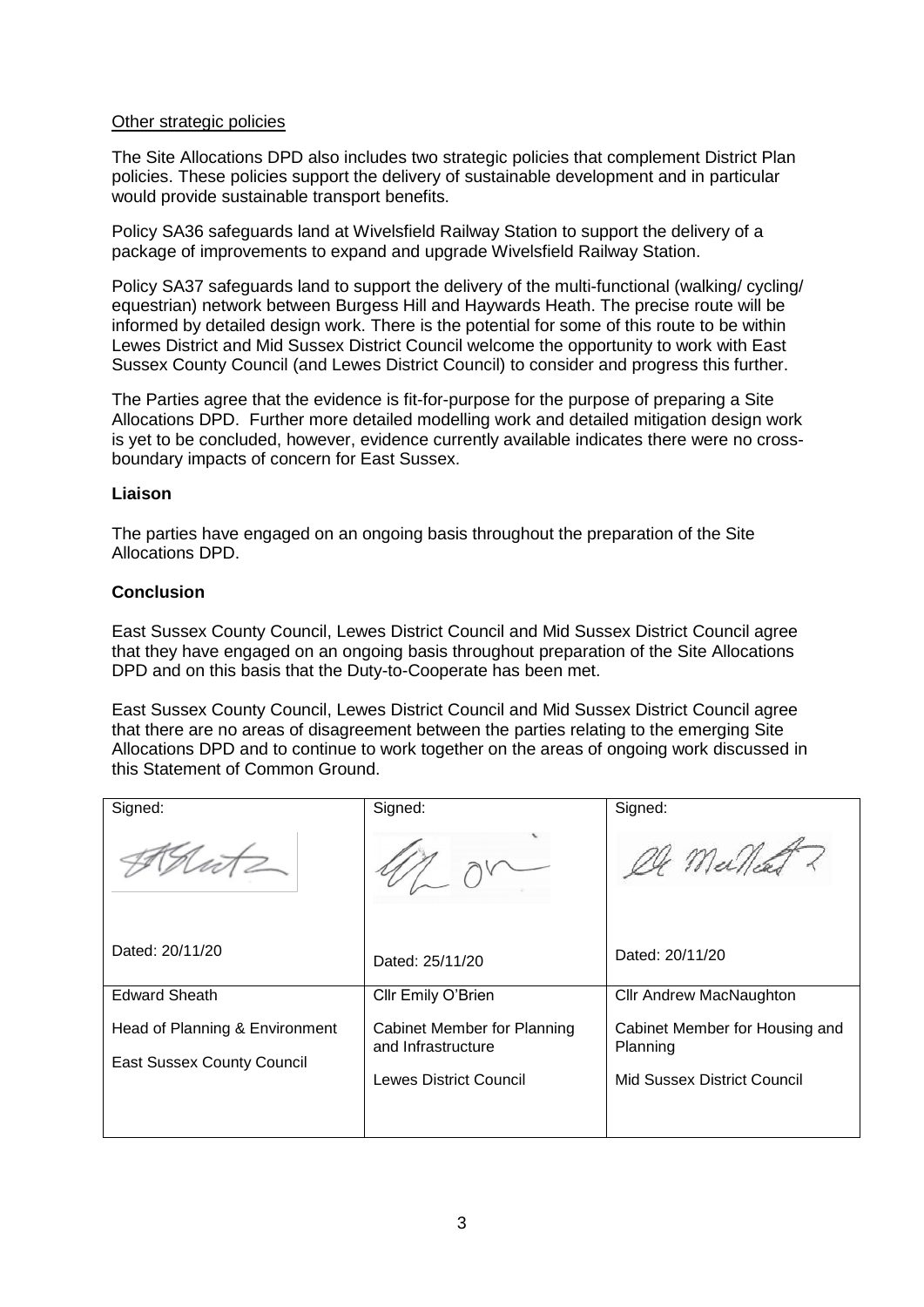Other strategic policies

The Site Allocations DPD also includes two strategic policies that complement District Plan policies. These policies support the delivery of sustainable development and in particular would provide sustainable transport benefits.

Policy SA36 safeguards land at Wivelsfield Railway Station to support the delivery of a package of improvements to expand and upgrade Wivelsfield Railway Station.

Policy SA37 safeguards land to support the delivery of the multi-functional (walking/ cycling/ equestrian) network between Burgess Hill and Haywards Heath. The precise route will be informed by detailed design work. There is the potential for some of this route to be within Lewes District and Mid Sussex District Council welcome the opportunity to work with East Sussex County Council (and Lewes District Council) to consider and progress this further.

The Parties agree that the evidence is fit-for-purpose for the purpose of preparing a Site Allocations DPD. Further more detailed modelling work and detailed mitigation design work is yet to be concluded, however, evidence currently available indicates there were no cross-boundary impacts of concern for East Sussex.

**Liaison**

The parties have engaged on an ongoing basis throughout the preparation of the Site Allocations DPD.

**Conclusion**

East Sussex County Council, Lewes District Council and Mid Sussex District Council agree that they have engaged on an ongoing basis throughout preparation of the Site Allocations DPD and on this basis that the Duty-to-Cooperate has been met.

East Sussex County Council, Lewes District Council and Mid Sussex District Council agree that there are no areas of disagreement between the parties relating to the emerging Site Allocations DPD and to continue to work together on the areas of ongoing work discussed in this Statement of Common Ground.

| Signed: | Signed: | Signed: |
|---|---|---|
| Dated: 20/11/20 | Dated: 25/11/20 | Dated: 20/11/20 |
| Edward Sheath<br>Head of Planning & Environment<br>East Sussex County Council | Cllr Emily O'Brien<br>Cabinet Member for Planning and Infrastructure<br>Lewes District Council | Cllr Andrew MacNaughton<br>Cabinet Member for Housing and Planning<br>Mid Sussex District Council |